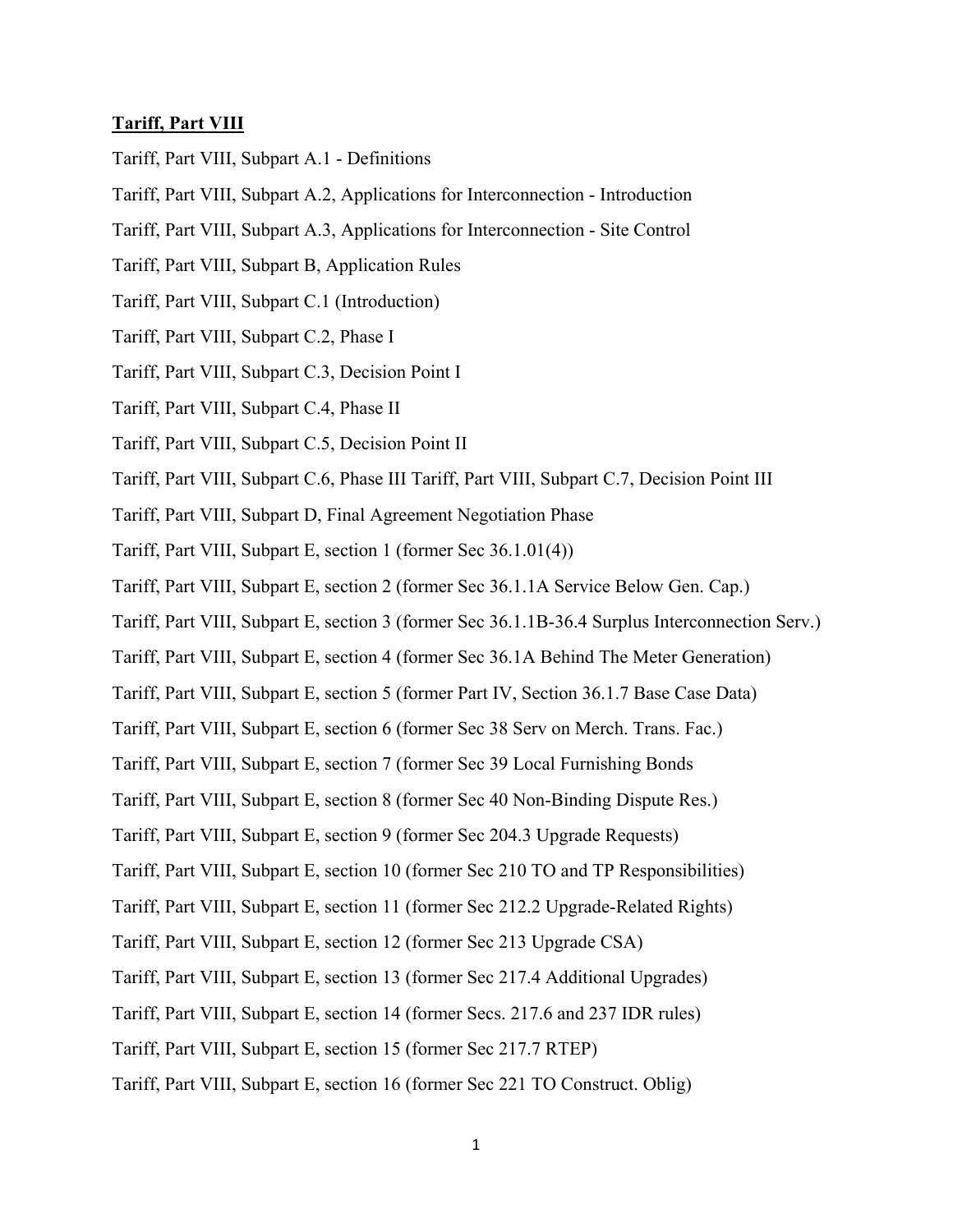**Tariff, Part VIII**

Tariff, Part VIII, Subpart A.1 - Definitions

Tariff, Part VIII, Subpart A.2, Applications for Interconnection - Introduction

Tariff, Part VIII, Subpart A.3, Applications for Interconnection - Site Control

Tariff, Part VIII, Subpart B, Application Rules

Tariff, Part VIII, Subpart C.1 (Introduction)

Tariff, Part VIII, Subpart C.2, Phase I

Tariff, Part VIII, Subpart C.3, Decision Point I

Tariff, Part VIII, Subpart C.4, Phase II

Tariff, Part VIII, Subpart C.5, Decision Point II

Tariff, Part VIII, Subpart C.6, Phase III Tariff, Part VIII, Subpart C.7, Decision Point III

Tariff, Part VIII, Subpart D, Final Agreement Negotiation Phase

Tariff, Part VIII, Subpart E, section 1 (former Sec 36.1.01(4))

Tariff, Part VIII, Subpart E, section 2 (former Sec 36.1.1A Service Below Gen. Cap.)

Tariff, Part VIII, Subpart E, section 3 (former Sec 36.1.1B-36.4 Surplus Interconnection Serv.)

Tariff, Part VIII, Subpart E, section 4 (former Sec 36.1A Behind The Meter Generation)

Tariff, Part VIII, Subpart E, section 5 (former Part IV, Section 36.1.7 Base Case Data)

Tariff, Part VIII, Subpart E, section 6 (former Sec 38 Serv on Merch. Trans. Fac.)

Tariff, Part VIII, Subpart E, section 7 (former Sec 39 Local Furnishing Bonds

Tariff, Part VIII, Subpart E, section 8 (former Sec 40 Non-Binding Dispute Res.)

Tariff, Part VIII, Subpart E, section 9 (former Sec 204.3 Upgrade Requests)

Tariff, Part VIII, Subpart E, section 10 (former Sec 210 TO and TP Responsibilities)

Tariff, Part VIII, Subpart E, section 11 (former Sec 212.2 Upgrade-Related Rights)

Tariff, Part VIII, Subpart E, section 12 (former Sec 213 Upgrade CSA)

Tariff, Part VIII, Subpart E, section 13 (former Sec 217.4 Additional Upgrades)

Tariff, Part VIII, Subpart E, section 14 (former Secs. 217.6 and 237 IDR rules)

Tariff, Part VIII, Subpart E, section 15 (former Sec 217.7 RTEP)

Tariff, Part VIII, Subpart E, section 16 (former Sec 221 TO Construct. Oblig)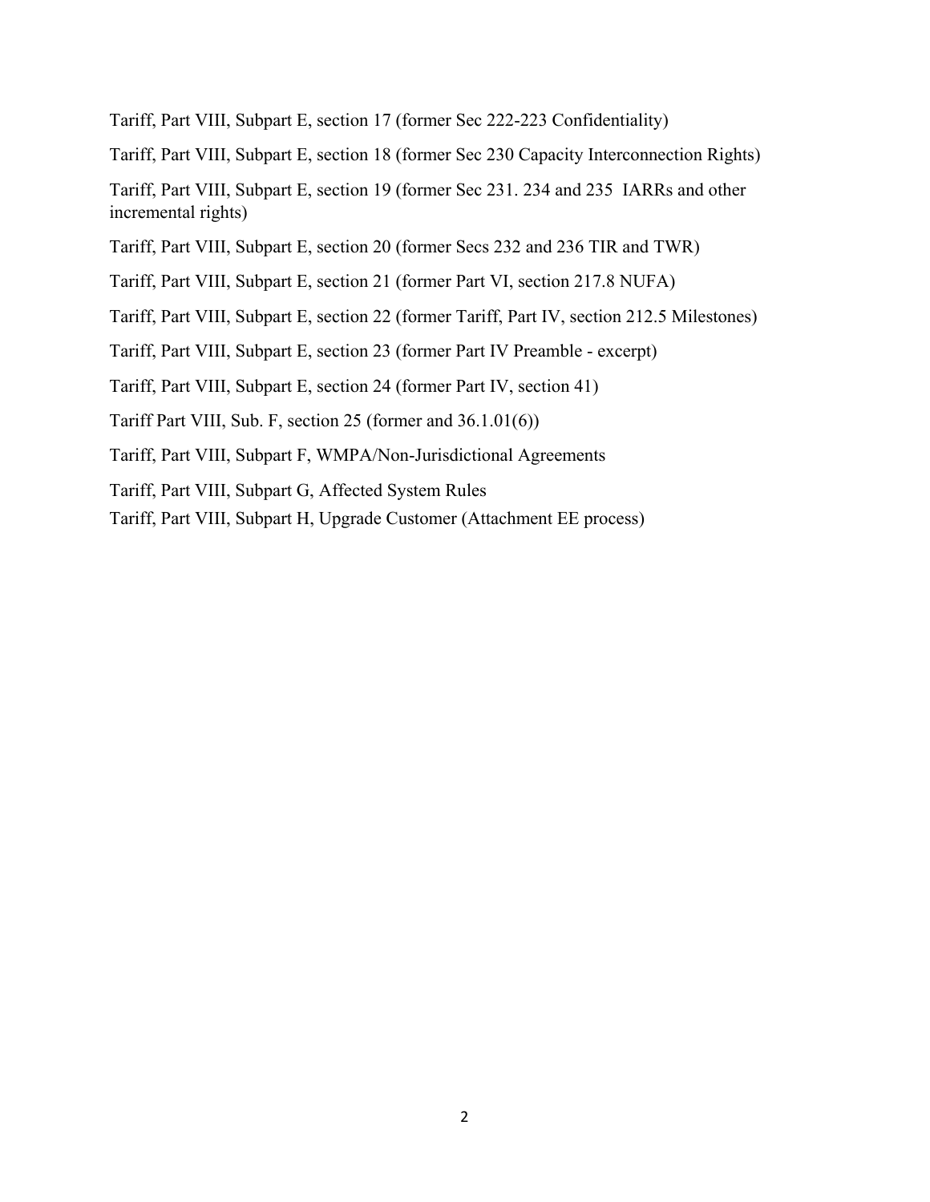Tariff, Part VIII, Subpart E, section 17 (former Sec 222-223 Confidentiality)

Tariff, Part VIII, Subpart E, section 18 (former Sec 230 Capacity Interconnection Rights)

Tariff, Part VIII, Subpart E, section 19 (former Sec 231. 234 and 235 IARRs and other incremental rights)

Tariff, Part VIII, Subpart E, section 20 (former Secs 232 and 236 TIR and TWR)

Tariff, Part VIII, Subpart E, section 21 (former Part VI, section 217.8 NUFA)

Tariff, Part VIII, Subpart E, section 22 (former Tariff, Part IV, section 212.5 Milestones)

Tariff, Part VIII, Subpart E, section 23 (former Part IV Preamble - excerpt)

Tariff, Part VIII, Subpart E, section 24 (former Part IV, section 41)

Tariff Part VIII, Sub. F, section 25 (former and 36.1.01(6))

Tariff, Part VIII, Subpart F, WMPA/Non-Jurisdictional Agreements

Tariff, Part VIII, Subpart G, Affected System Rules

Tariff, Part VIII, Subpart H, Upgrade Customer (Attachment EE process)